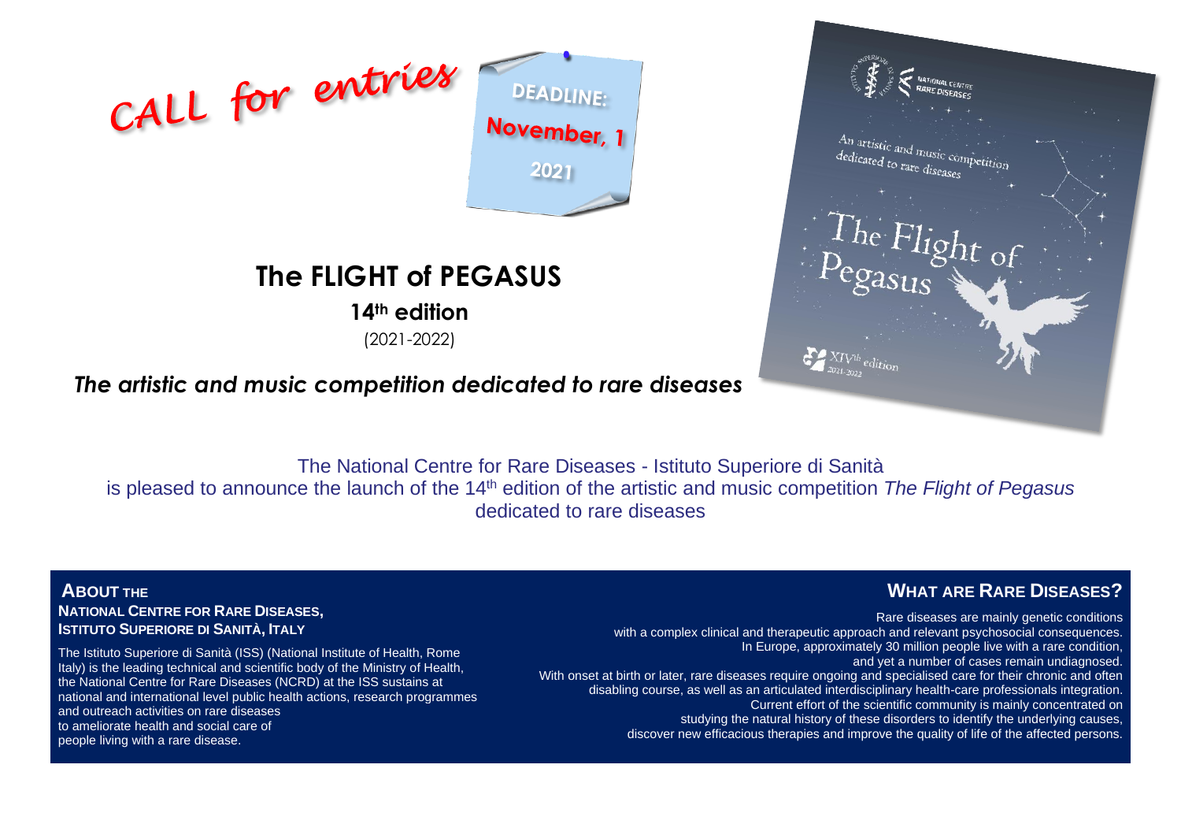CALL for entries

**DEADLINE: November, 1 2021**

# The FLIGHT of PEGASUS

## 14th edition

(2021-2022)

***The artistic and music competition dedicated to rare diseases***

The National Centre for Rare Diseases - Istituto Superiore di Sanità is pleased to announce the launch of the 14th edition of the artistic and music competition *The Flight of Pegasus* dedicated to rare diseases

### ABOUT THE NATIONAL CENTRE FOR RARE DISEASES, ISTITUTO SUPERIORE DI SANITÀ, ITALY

The Istituto Superiore di Sanità (ISS) (National Institute of Health, Rome Italy) is the leading technical and scientific body of the Ministry of Health, the National Centre for Rare Diseases (NCRD) at the ISS sustains at national and international level public health actions, research programmes and outreach activities on rare diseases to ameliorate health and social care of people living with a rare disease.

### WHAT ARE RARE DISEASES?

Rare diseases are mainly genetic conditions with a complex clinical and therapeutic approach and relevant psychosocial consequences. In Europe, approximately 30 million people live with a rare condition, and yet a number of cases remain undiagnosed. With onset at birth or later, rare diseases require ongoing and specialised care for their chronic and often disabling course, as well as an articulated interdisciplinary health-care professionals integration. Current effort of the scientific community is mainly concentrated on studying the natural history of these disorders to identify the underlying causes, discover new efficacious therapies and improve the quality of life of the affected persons.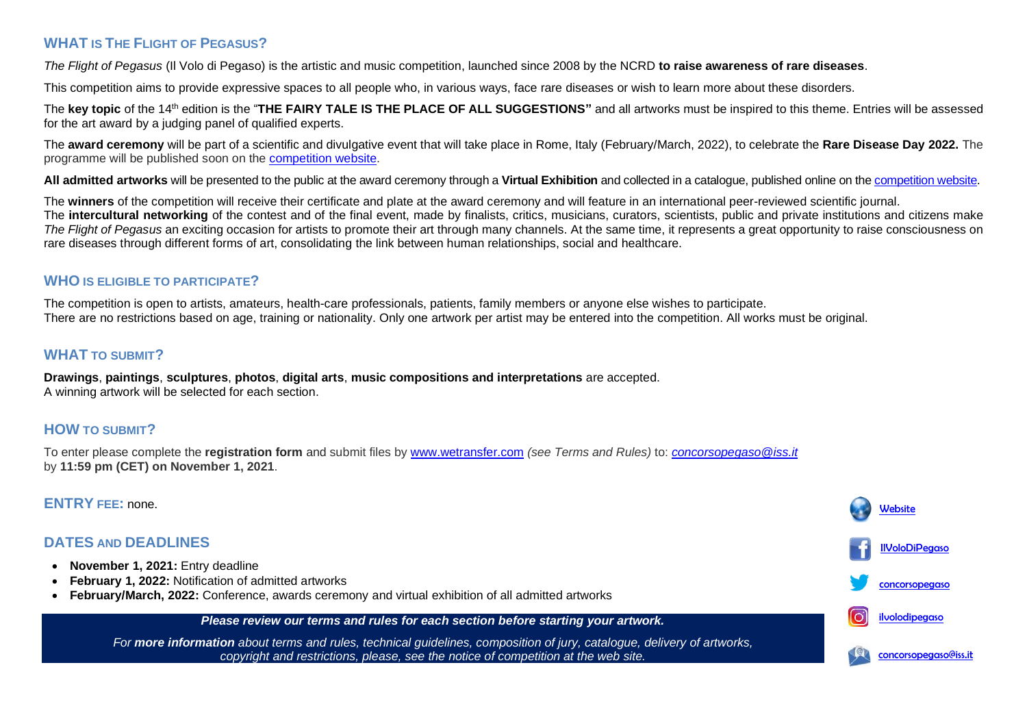## WHAT IS THE FLIGHT OF PEGASUS?

*The Flight of Pegasus* (Il Volo di Pegaso) is the artistic and music competition, launched since 2008 by the NCRD **to raise awareness of rare diseases**.

This competition aims to provide expressive spaces to all people who, in various ways, face rare diseases or wish to learn more about these disorders.

The **key topic** of the 14th edition is the "**THE FAIRY TALE IS THE PLACE OF ALL SUGGESTIONS"** and all artworks must be inspired to this theme. Entries will be assessed for the art award by a judging panel of qualified experts.

The **award ceremony** will be part of a scientific and divulgative event that will take place in Rome, Italy (February/March, 2022), to celebrate the **Rare Disease Day 2022.** The programme will be published soon on the competition website.

**All admitted artworks** will be presented to the public at the award ceremony through a **Virtual Exhibition** and collected in a catalogue, published online on the competition website.

The **winners** of the competition will receive their certificate and plate at the award ceremony and will feature in an international peer-reviewed scientific journal.
The **intercultural networking** of the contest and of the final event, made by finalists, critics, musicians, curators, scientists, public and private institutions and citizens make *The Flight of Pegasus* an exciting occasion for artists to promote their art through many channels. At the same time, it represents a great opportunity to raise consciousness on rare diseases through different forms of art, consolidating the link between human relationships, social and healthcare.

## WHO IS ELIGIBLE TO PARTICIPATE?

The competition is open to artists, amateurs, health-care professionals, patients, family members or anyone else wishes to participate.
There are no restrictions based on age, training or nationality. Only one artwork per artist may be entered into the competition. All works must be original.

## WHAT TO SUBMIT?

**Drawings**, **paintings**, **sculptures**, **photos**, **digital arts**, **music compositions and interpretations** are accepted.
A winning artwork will be selected for each section.

## HOW TO SUBMIT?

To enter please complete the **registration form** and submit files by www.wetransfer.com *(see Terms and Rules)* to: *concorsopegaso@iss.it*
by **11:59 pm (CET) on November 1, 2021**.

## ENTRY FEE: none.

## DATES AND DEADLINES

- **November 1, 2021:** Entry deadline
- **February 1, 2022:** Notification of admitted artworks
- **February/March, 2022:** Conference, awards ceremony and virtual exhibition of all admitted artworks

***Please review our terms and rules for each section before starting your artwork.***

*For **more information** about terms and rules, technical guidelines, composition of jury, catalogue, delivery of artworks, copyright and restrictions, please, see the notice of competition at the web site.*

Website

IlVoloDiPegaso

concorsopegaso

ilvolodipegaso

concorsopegaso@iss.it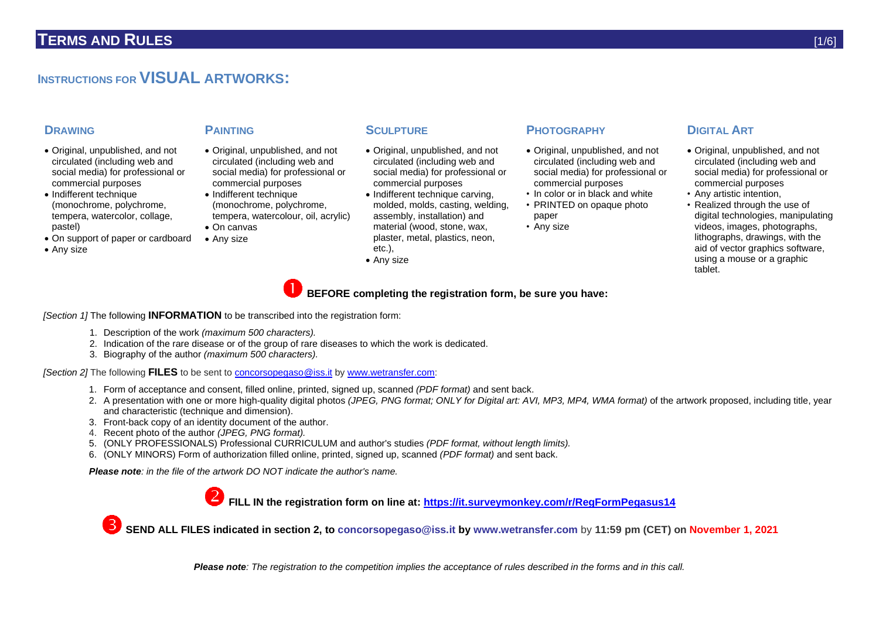# TERMS AND RULES

## INSTRUCTIONS FOR VISUAL ARTWORKS:

### DRAWING

- Original, unpublished, and not circulated (including web and social media) for professional or commercial purposes
- Indifferent technique (monochrome, polychrome, tempera, watercolor, collage, pastel)
- On support of paper or cardboard
- Any size

### PAINTING

- Original, unpublished, and not circulated (including web and social media) for professional or commercial purposes
- Indifferent technique (monochrome, polychrome, tempera, watercolour, oil, acrylic)
- On canvas
- Any size

### SCULPTURE

- Original, unpublished, and not circulated (including web and social media) for professional or commercial purposes
- Indifferent technique carving, molded, molds, casting, welding, assembly, installation) and material (wood, stone, wax, plaster, metal, plastics, neon, etc.),
- Any size

### PHOTOGRAPHY

- Original, unpublished, and not circulated (including web and social media) for professional or commercial purposes
- In color or in black and white
- PRINTED on opaque photo paper
- Any size

### DIGITAL ART

- Original, unpublished, and not circulated (including web and social media) for professional or commercial purposes
- Any artistic intention,
- Realized through the use of digital technologies, manipulating videos, images, photographs, lithographs, drawings, with the aid of vector graphics software, using a mouse or a graphic tablet.

**1 BEFORE completing the registration form, be sure you have:**

*[Section 1]* The following **INFORMATION** to be transcribed into the registration form:

1. Description of the work *(maximum 500 characters).*
2. Indication of the rare disease or of the group of rare diseases to which the work is dedicated.
3. Biography of the author *(maximum 500 characters).*

*[Section 2]* The following **FILES** to be sent to concorsopegaso@iss.it by www.wetransfer.com:

1. Form of acceptance and consent, filled online, printed, signed up, scanned *(PDF format)* and sent back.
2. A presentation with one or more high-quality digital photos *(JPEG, PNG format; ONLY for Digital art: AVI, MP3, MP4, WMA format)* of the artwork proposed, including title, year and characteristic (technique and dimension).
3. Front-back copy of an identity document of the author.
4. Recent photo of the author *(JPEG, PNG format).*
5. (ONLY PROFESSIONALS) Professional CURRICULUM and author's studies *(PDF format, without length limits).*
6. (ONLY MINORS) Form of authorization filled online, printed, signed up, scanned *(PDF format)* and sent back.

***Please note**: in the file of the artwork DO NOT indicate the author's name.*

**2 FILL IN the registration form on line at: https://it.surveymonkey.com/r/RegFormPegasus14**

**3 SEND ALL FILES indicated in section 2, to concorsopegaso@iss.it by www.wetransfer.com by 11:59 pm (CET) on November 1, 2021**

***Please note**: The registration to the competition implies the acceptance of rules described in the forms and in this call.*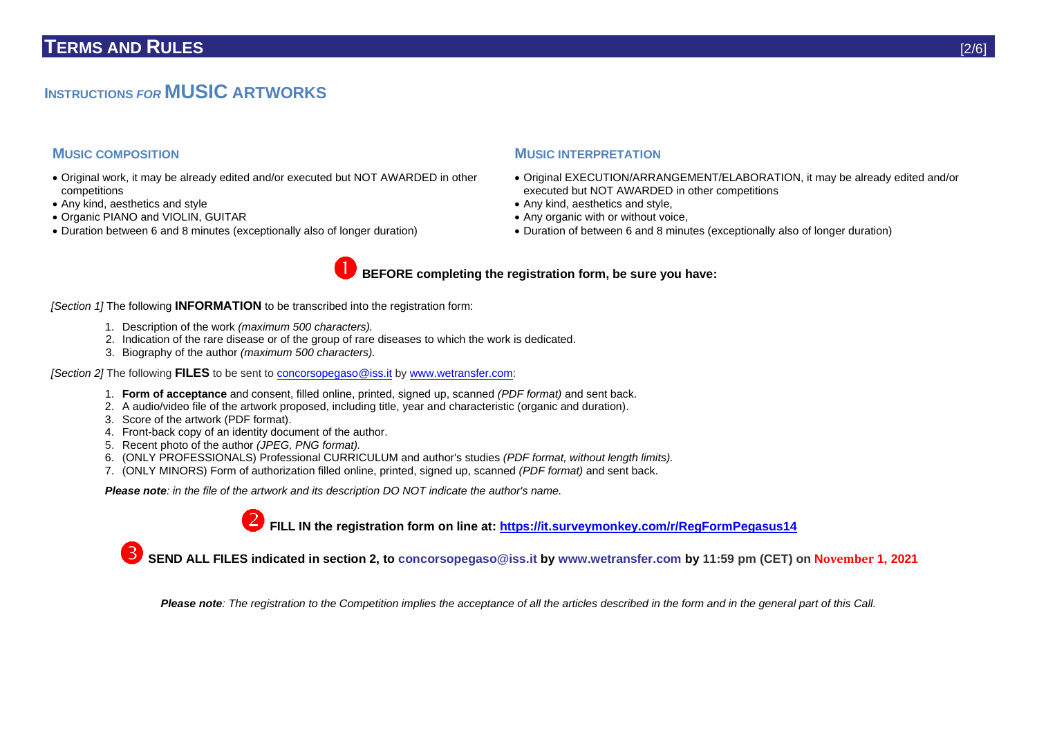# TERMS AND RULES

## INSTRUCTIONS *FOR* MUSIC ARTWORKS

### MUSIC COMPOSITION

- Original work, it may be already edited and/or executed but NOT AWARDED in other competitions
- Any kind, aesthetics and style
- Organic PIANO and VIOLIN, GUITAR
- Duration between 6 and 8 minutes (exceptionally also of longer duration)

### MUSIC INTERPRETATION

- Original EXECUTION/ARRANGEMENT/ELABORATION, it may be already edited and/or executed but NOT AWARDED in other competitions
- Any kind, aesthetics and style,
- Any organic with or without voice,
- Duration of between 6 and 8 minutes (exceptionally also of longer duration)

**1 BEFORE completing the registration form, be sure you have:**

*[Section 1]* The following **INFORMATION** to be transcribed into the registration form:

1. Description of the work *(maximum 500 characters).*
2. Indication of the rare disease or of the group of rare diseases to which the work is dedicated.
3. Biography of the author *(maximum 500 characters).*

*[Section 2]* The following **FILES** to be sent to concorsopegaso@iss.it by www.wetransfer.com:

1. **Form of acceptance** and consent, filled online, printed, signed up, scanned *(PDF format)* and sent back.
2. A audio/video file of the artwork proposed, including title, year and characteristic (organic and duration).
3. Score of the artwork (PDF format).
4. Front-back copy of an identity document of the author.
5. Recent photo of the author *(JPEG, PNG format).*
6. (ONLY PROFESSIONALS) Professional CURRICULUM and author's studies *(PDF format, without length limits).*
7. (ONLY MINORS) Form of authorization filled online, printed, signed up, scanned *(PDF format)* and sent back.

***Please note**: in the file of the artwork and its description DO NOT indicate the author's name.*

**2 FILL IN the registration form on line at: https://it.surveymonkey.com/r/RegFormPegasus14**

**3 SEND ALL FILES indicated in section 2, to concorsopegaso@iss.it by www.wetransfer.com by 11:59 pm (CET) on November 1, 2021**

***Please note**: The registration to the Competition implies the acceptance of all the articles described in the form and in the general part of this Call.*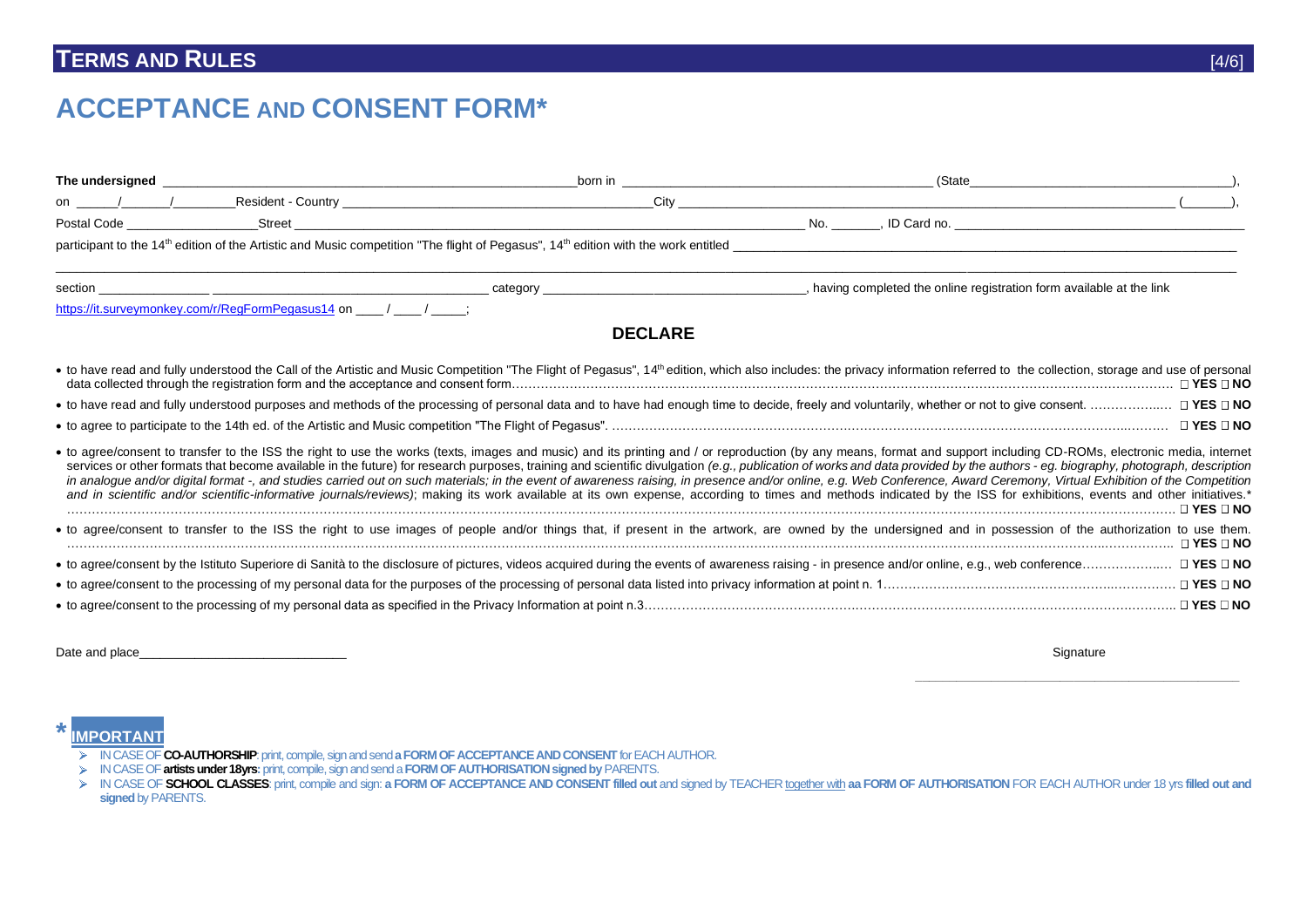# ACCEPTANCE AND CONSENT FORM*

**The undersigned** ___________________________________________ born in _________________________________ (State___________________________),

on _____/_____/________ Resident - Country ____________________________________ City ______________________________________________ (______),

Postal Code _______________ Street ______________________________________________________ No. ______, ID Card no. _________________________________

participant to the 14th edition of the Artistic and Music competition "The flight of Pegasus", 14th edition with the work entitled ________________________________________________

_____________________________________________________________________________________________________________________________

section ______________ ________________________________ category ______________________________, having completed the online registration form available at the link https://it.surveymonkey.com/r/RegFormPegasus14 on ____ / ____ / _____;

## DECLARE

- to have read and fully understood the Call of the Artistic and Music Competition "The Flight of Pegasus", 14th edition, which also includes: the privacy information referred to the collection, storage and use of personal data collected through the registration form and the acceptance and consent form………… ☐ **YES** ☐ **NO**
- to have read and fully understood purposes and methods of the processing of personal data and to have had enough time to decide, freely and voluntarily, whether or not to give consent. ………… ☐ **YES** ☐ **NO**
- to agree to participate to the 14th ed. of the Artistic and Music competition "The Flight of Pegasus". ………… ☐ **YES** ☐ **NO**
- to agree/consent to transfer to the ISS the right to use the works (texts, images and music) and its printing and / or reproduction (by any means, format and support including CD-ROMs, electronic media, internet services or other formats that become available in the future) for research purposes, training and scientific divulgation *(e.g., publication of works and data provided by the authors - eg. biography, photograph, description in analogue and/or digital format -, and studies carried out on such materials; in the event of awareness raising, in presence and/or online, e.g. Web Conference, Award Ceremony, Virtual Exhibition of the Competition and in scientific and/or scientific-informative journals/reviews)*; making its work available at its own expense, according to times and methods indicated by the ISS for exhibitions, events and other initiatives.* ………… ☐ **YES** ☐ **NO**
- to agree/consent to transfer to the ISS the right to use images of people and/or things that, if present in the artwork, are owned by the undersigned and in possession of the authorization to use them. ………… ☐ **YES** ☐ **NO**
- to agree/consent by the Istituto Superiore di Sanità to the disclosure of pictures, videos acquired during the events of awareness raising - in presence and/or online, e.g., web conference………… ☐ **YES** ☐ **NO**
- to agree/consent to the processing of my personal data for the purposes of the processing of personal data listed into privacy information at point n. 1………… ☐ **YES** ☐ **NO**
- to agree/consent to the processing of my personal data as specified in the Privacy Information at point n.3………… ☐ **YES** ☐ **NO**

Date and place___________________________

Signature

___________________________________

**\* IMPORTANT**

- IN CASE OF **CO-AUTHORSHIP**: print, compile, sign and send **a FORM OF ACCEPTANCE AND CONSENT** for EACH AUTHOR.
- IN CASE OF **artists under 18yrs**: print, compile, sign and send a **FORM OF AUTHORISATION signed by** PARENTS.
- IN CASE OF **SCHOOL CLASSES**: print, compile and sign: **a FORM OF ACCEPTANCE AND CONSENT filled out** and signed by TEACHER together with **aa FORM OF AUTHORISATION** FOR EACH AUTHOR under 18 yrs **filled out and signed** by PARENTS.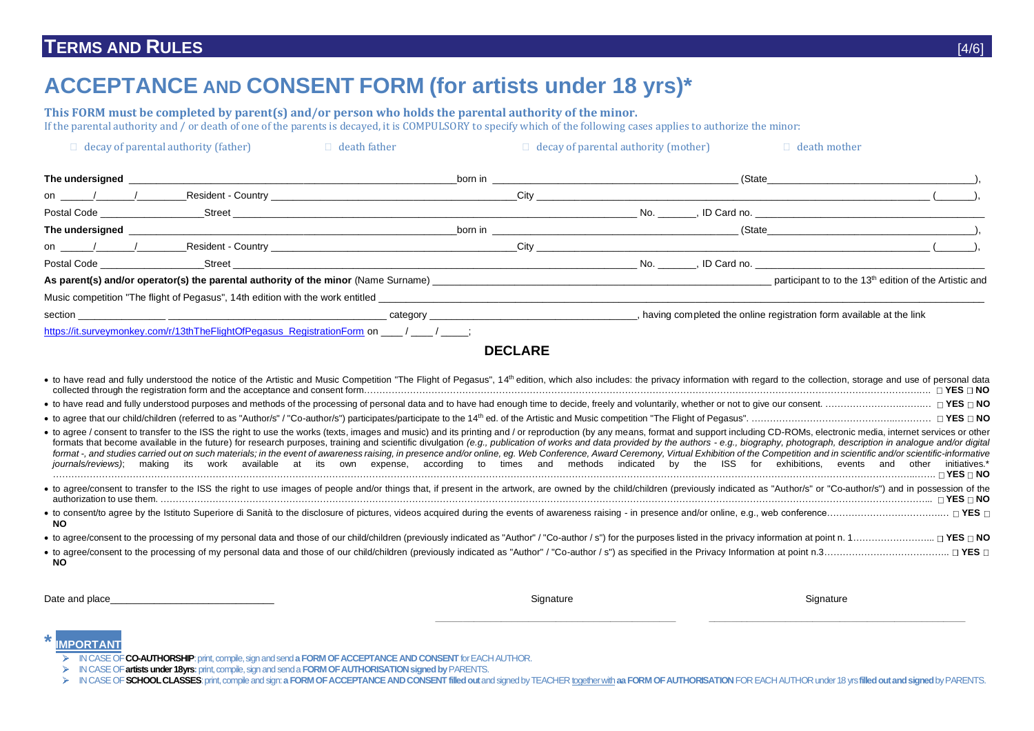## TERMS AND RULES

# ACCEPTANCE AND CONSENT FORM (for artists under 18 yrs)*

**This FORM must be completed by parent(s) and/or person who holds the parental authority of the minor.**

If the parental authority and / or death of one of the parents is decayed, it is COMPULSORY to specify which of the following cases applies to authorize the minor:

□ decay of parental authority (father) □ death father □ decay of parental authority (mother) □ death mother

**The undersigned** ______________________________ born in ______________________ (State____________________),
on ____/____/______ Resident - Country ______________________ City ______________________________ (_____),
Postal Code __________ Street ________________________________________ No. _____, ID Card no. ______________________

**The undersigned** ______________________________ born in ______________________ (State____________________),
on ____/____/______ Resident - Country ______________________ City ______________________________ (_____),
Postal Code __________ Street ________________________________________ No. _____, ID Card no. ______________________

**As parent(s) and/or operator(s) the parental authority of the minor** (Name Surname) ______________________________ participant to to the 13[th] edition of the Artistic and Music competition "The flight of Pegasus", 14th edition with the work entitled ______________________________________________
section __________ ______________________ category ______________________, having completed the online registration form available at the link https://it.surveymonkey.com/r/13thTheFlightOfPegasus_RegistrationForm on ____ / ____ / _____;

## DECLARE

- to have read and fully understood the notice of the Artistic and Music Competition "The Flight of Pegasus", 14[th] edition, which also includes: the privacy information with regard to the collection, storage and use of personal data collected through the registration form and the acceptance and consent form……………… □ **YES** □ **NO**
- to have read and fully understood purposes and methods of the processing of personal data and to have had enough time to decide, freely and voluntarily, whether or not to give our consent. ……………… □ **YES** □ **NO**
- to agree that our child/children (referred to as "Author/s" / "Co-author/s") participates/participate to the 14[th] ed. of the Artistic and Music competition "The Flight of Pegasus". ……………… □ **YES** □ **NO**
- to agree / consent to transfer to the ISS the right to use the works (texts, images and music) and its printing and / or reproduction (by any means, format and support including CD-ROMs, electronic media, internet services or other formats that become available in the future) for research purposes, training and scientific divulgation *(e.g., publication of works and data provided by the authors - e.g., biography, photograph, description in analogue and/or digital format -, and studies carried out on such materials; in the event of awareness raising, in presence and/or online, eg. Web Conference, Award Ceremony, Virtual Exhibition of the Competition and in scientific and/or scientific-informative journals/reviews)*; making its work available at its own expense, according to times and methods indicated by the ISS for exhibitions, events and other initiatives.* ……………… □ **YES** □ **NO**
- to agree/consent to transfer to the ISS the right to use images of people and/or things that, if present in the artwork, are owned by the child/children (previously indicated as "Author/s" or "Co-author/s") and in possession of the authorization to use them. ……………… □ **YES** □ **NO**
- to consent/to agree by the Istituto Superiore di Sanità to the disclosure of pictures, videos acquired during the events of awareness raising - in presence and/or online, e.g., web conference……………… □ **YES** □ **NO**
- to agree/consent to the processing of my personal data and those of our child/children (previously indicated as "Author" / "Co-author / s") for the purposes listed in the privacy information at point n. 1……………… □ **YES** □ **NO**
- to agree/consent to the processing of my personal data and those of our child/children (previously indicated as "Author" / "Co-author / s") as specified in the Privacy Information at point n.3……………… □ **YES** □ **NO**

Date and place______________________ Signature ______________________ Signature ______________________

**\* IMPORTANT**

- IN CASE OF **CO-AUTHORSHIP**: print, compile, sign and send **a FORM OF ACCEPTANCE AND CONSENT** for EACH AUTHOR.
- IN CASE OF **artists under 18yrs**: print, compile, sign and send a **FORM OF AUTHORISATION signed by** PARENTS.
- IN CASE OF **SCHOOL CLASSES**: print, compile and sign: **a FORM OF ACCEPTANCE AND CONSENT filled out** and signed by TEACHER together with **aa FORM OF AUTHORISATION** FOR EACH AUTHOR under 18 yrs **filled out and signed** by PARENTS.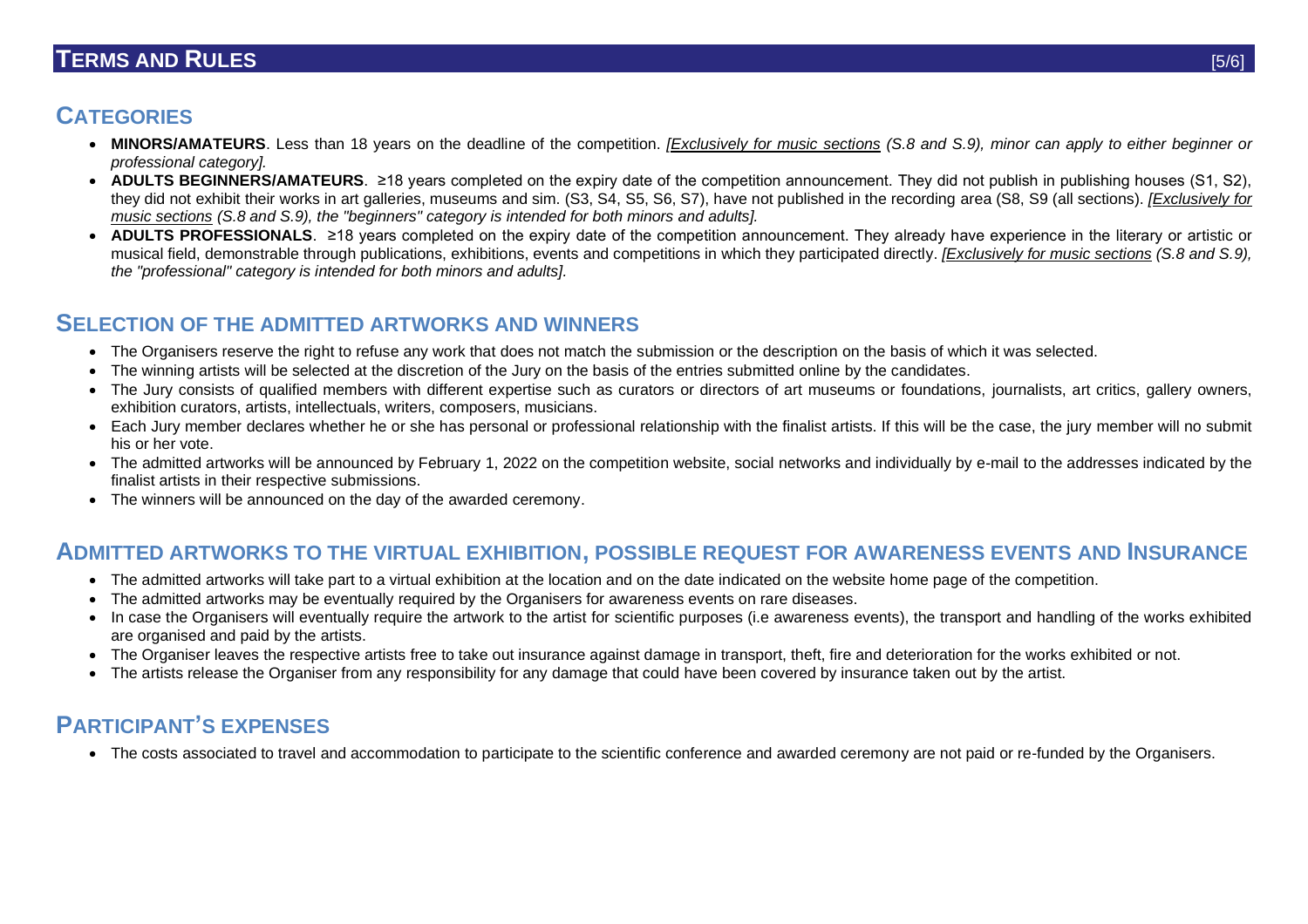# Terms and Rules

## Categories

- **MINORS/AMATEURS**. Less than 18 years on the deadline of the competition. *[Exclusively for music sections (S.8 and S.9), minor can apply to either beginner or professional category].*
- **ADULTS BEGINNERS/AMATEURS**. ≥18 years completed on the expiry date of the competition announcement. They did not publish in publishing houses (S1, S2), they did not exhibit their works in art galleries, museums and sim. (S3, S4, S5, S6, S7), have not published in the recording area (S8, S9 (all sections). *[Exclusively for music sections (S.8 and S.9), the "beginners" category is intended for both minors and adults].*
- **ADULTS PROFESSIONALS**. ≥18 years completed on the expiry date of the competition announcement. They already have experience in the literary or artistic or musical field, demonstrable through publications, exhibitions, events and competitions in which they participated directly. *[Exclusively for music sections (S.8 and S.9), the "professional" category is intended for both minors and adults].*

## Selection of the Admitted Artworks and Winners

- The Organisers reserve the right to refuse any work that does not match the submission or the description on the basis of which it was selected.
- The winning artists will be selected at the discretion of the Jury on the basis of the entries submitted online by the candidates.
- The Jury consists of qualified members with different expertise such as curators or directors of art museums or foundations, journalists, art critics, gallery owners, exhibition curators, artists, intellectuals, writers, composers, musicians.
- Each Jury member declares whether he or she has personal or professional relationship with the finalist artists. If this will be the case, the jury member will no submit his or her vote.
- The admitted artworks will be announced by February 1, 2022 on the competition website, social networks and individually by e-mail to the addresses indicated by the finalist artists in their respective submissions.
- The winners will be announced on the day of the awarded ceremony.

## Admitted Artworks to the Virtual Exhibition, Possible Request for Awareness Events and Insurance

- The admitted artworks will take part to a virtual exhibition at the location and on the date indicated on the website home page of the competition.
- The admitted artworks may be eventually required by the Organisers for awareness events on rare diseases.
- In case the Organisers will eventually require the artwork to the artist for scientific purposes (i.e awareness events), the transport and handling of the works exhibited are organised and paid by the artists.
- The Organiser leaves the respective artists free to take out insurance against damage in transport, theft, fire and deterioration for the works exhibited or not.
- The artists release the Organiser from any responsibility for any damage that could have been covered by insurance taken out by the artist.

## Participant's Expenses

- The costs associated to travel and accommodation to participate to the scientific conference and awarded ceremony are not paid or re-funded by the Organisers.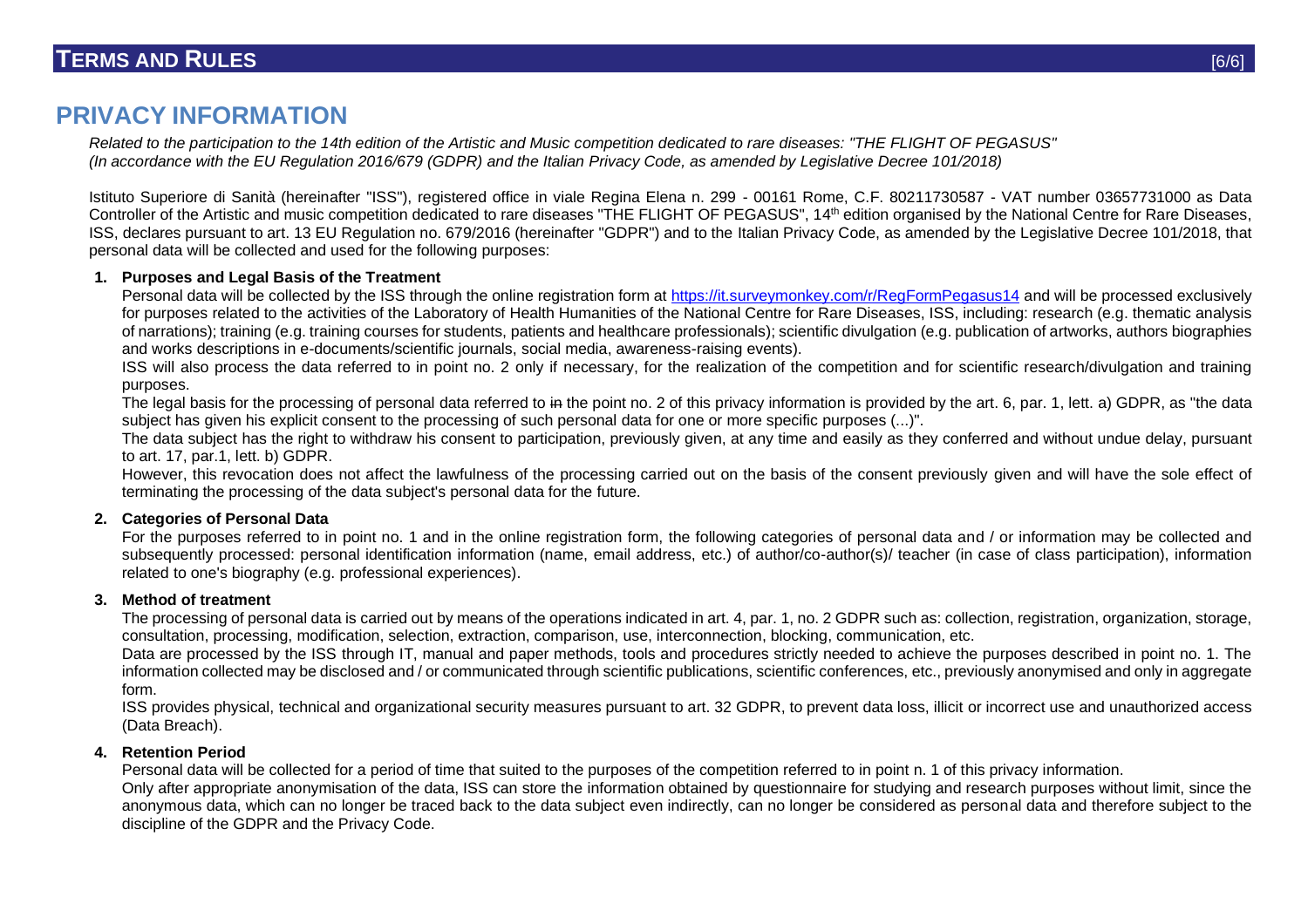# PRIVACY INFORMATION

*Related to the participation to the 14th edition of the Artistic and Music competition dedicated to rare diseases: "THE FLIGHT OF PEGASUS"*
*(In accordance with the EU Regulation 2016/679 (GDPR) and the Italian Privacy Code, as amended by Legislative Decree 101/2018)*

Istituto Superiore di Sanità (hereinafter "ISS"), registered office in viale Regina Elena n. 299 - 00161 Rome, C.F. 80211730587 - VAT number 03657731000 as Data Controller of the Artistic and music competition dedicated to rare diseases "THE FLIGHT OF PEGASUS", 14th edition organised by the National Centre for Rare Diseases, ISS, declares pursuant to art. 13 EU Regulation no. 679/2016 (hereinafter "GDPR") and to the Italian Privacy Code, as amended by the Legislative Decree 101/2018, that personal data will be collected and used for the following purposes:

1. **Purposes and Legal Basis of the Treatment**

   Personal data will be collected by the ISS through the online registration form at https://it.surveymonkey.com/r/RegFormPegasus14 and will be processed exclusively for purposes related to the activities of the Laboratory of Health Humanities of the National Centre for Rare Diseases, ISS, including: research (e.g. thematic analysis of narrations); training (e.g. training courses for students, patients and healthcare professionals); scientific divulgation (e.g. publication of artworks, authors biographies and works descriptions in e-documents/scientific journals, social media, awareness-raising events).

   ISS will also process the data referred to in point no. 2 only if necessary, for the realization of the competition and for scientific research/divulgation and training purposes.

   The legal basis for the processing of personal data referred to ~~in~~ the point no. 2 of this privacy information is provided by the art. 6, par. 1, lett. a) GDPR, as "the data subject has given his explicit consent to the processing of such personal data for one or more specific purposes (...)".

   The data subject has the right to withdraw his consent to participation, previously given, at any time and easily as they conferred and without undue delay, pursuant to art. 17, par.1, lett. b) GDPR.

   However, this revocation does not affect the lawfulness of the processing carried out on the basis of the consent previously given and will have the sole effect of terminating the processing of the data subject's personal data for the future.

2. **Categories of Personal Data**

   For the purposes referred to in point no. 1 and in the online registration form, the following categories of personal data and / or information may be collected and subsequently processed: personal identification information (name, email address, etc.) of author/co-author(s)/ teacher (in case of class participation), information related to one's biography (e.g. professional experiences).

3. **Method of treatment**

   The processing of personal data is carried out by means of the operations indicated in art. 4, par. 1, no. 2 GDPR such as: collection, registration, organization, storage, consultation, processing, modification, selection, extraction, comparison, use, interconnection, blocking, communication, etc.

   Data are processed by the ISS through IT, manual and paper methods, tools and procedures strictly needed to achieve the purposes described in point no. 1. The information collected may be disclosed and / or communicated through scientific publications, scientific conferences, etc., previously anonymised and only in aggregate form.

   ISS provides physical, technical and organizational security measures pursuant to art. 32 GDPR, to prevent data loss, illicit or incorrect use and unauthorized access (Data Breach).

4. **Retention Period**

   Personal data will be collected for a period of time that suited to the purposes of the competition referred to in point n. 1 of this privacy information.

   Only after appropriate anonymisation of the data, ISS can store the information obtained by questionnaire for studying and research purposes without limit, since the anonymous data, which can no longer be traced back to the data subject even indirectly, can no longer be considered as personal data and therefore subject to the discipline of the GDPR and the Privacy Code.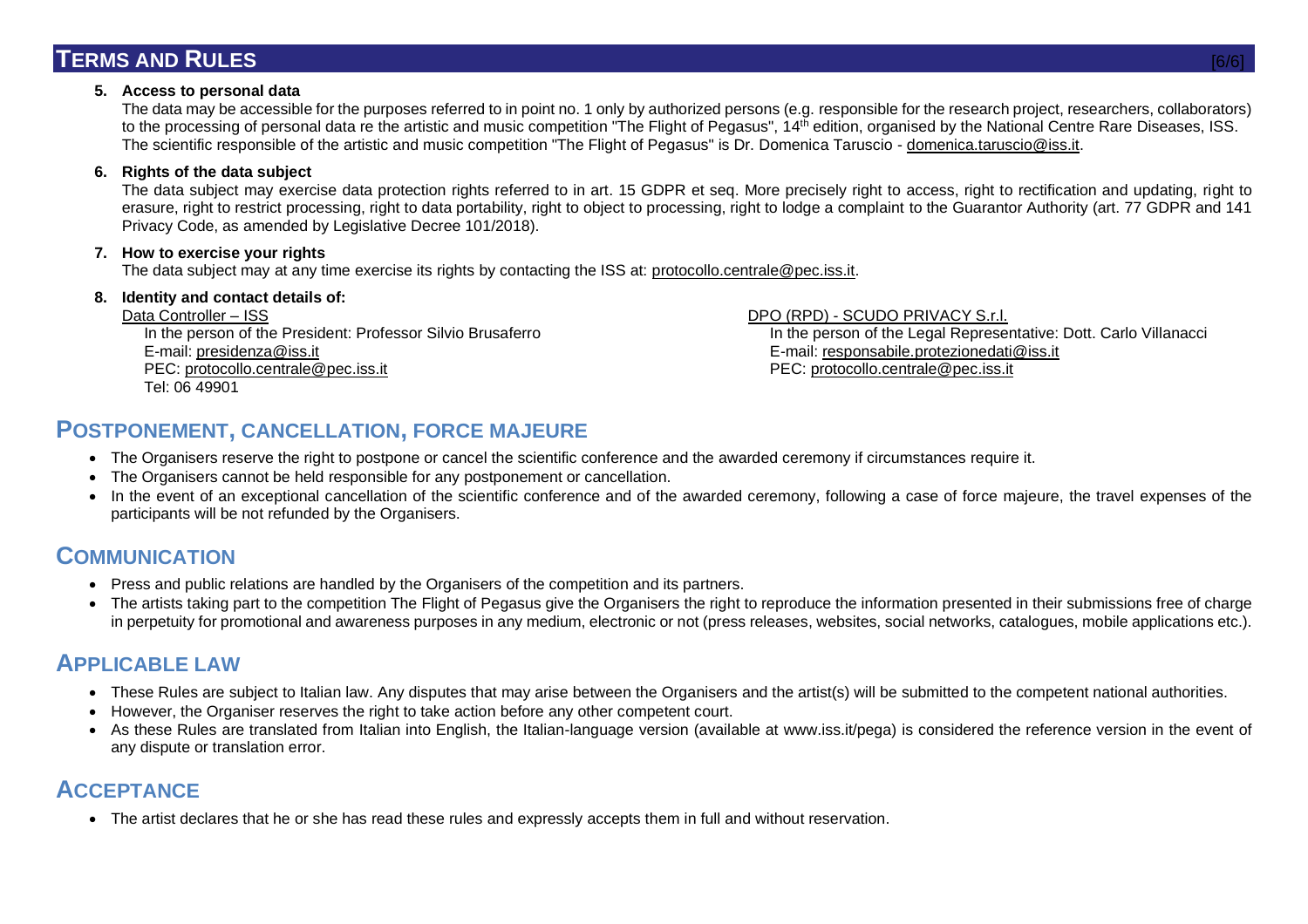## TERMS AND RULES

5. **Access to personal data**
   The data may be accessible for the purposes referred to in point no. 1 only by authorized persons (e.g. responsible for the research project, researchers, collaborators) to the processing of personal data re the artistic and music competition "The Flight of Pegasus", 14th edition, organised by the National Centre Rare Diseases, ISS. The scientific responsible of the artistic and music competition "The Flight of Pegasus" is Dr. Domenica Taruscio - domenica.taruscio@iss.it.

6. **Rights of the data subject**
   The data subject may exercise data protection rights referred to in art. 15 GDPR et seq. More precisely right to access, right to rectification and updating, right to erasure, right to restrict processing, right to data portability, right to object to processing, right to lodge a complaint to the Guarantor Authority (art. 77 GDPR and 141 Privacy Code, as amended by Legislative Decree 101/2018).

7. **How to exercise your rights**
   The data subject may at any time exercise its rights by contacting the ISS at: protocollo.centrale@pec.iss.it.

8. **Identity and contact details of:**

   Data Controller – ISS
   In the person of the President: Professor Silvio Brusaferro
   E-mail: presidenza@iss.it
   PEC: protocollo.centrale@pec.iss.it
   Tel: 06 49901

   DPO (RPD) - SCUDO PRIVACY S.r.l.
   In the person of the Legal Representative: Dott. Carlo Villanacci
   E-mail: responsabile.protezionedati@iss.it
   PEC: protocollo.centrale@pec.iss.it

## POSTPONEMENT, CANCELLATION, FORCE MAJEURE

- The Organisers reserve the right to postpone or cancel the scientific conference and the awarded ceremony if circumstances require it.
- The Organisers cannot be held responsible for any postponement or cancellation.
- In the event of an exceptional cancellation of the scientific conference and of the awarded ceremony, following a case of force majeure, the travel expenses of the participants will be not refunded by the Organisers.

## COMMUNICATION

- Press and public relations are handled by the Organisers of the competition and its partners.
- The artists taking part to the competition The Flight of Pegasus give the Organisers the right to reproduce the information presented in their submissions free of charge in perpetuity for promotional and awareness purposes in any medium, electronic or not (press releases, websites, social networks, catalogues, mobile applications etc.).

## APPLICABLE LAW

- These Rules are subject to Italian law. Any disputes that may arise between the Organisers and the artist(s) will be submitted to the competent national authorities.
- However, the Organiser reserves the right to take action before any other competent court.
- As these Rules are translated from Italian into English, the Italian-language version (available at www.iss.it/pega) is considered the reference version in the event of any dispute or translation error.

## ACCEPTANCE

- The artist declares that he or she has read these rules and expressly accepts them in full and without reservation.